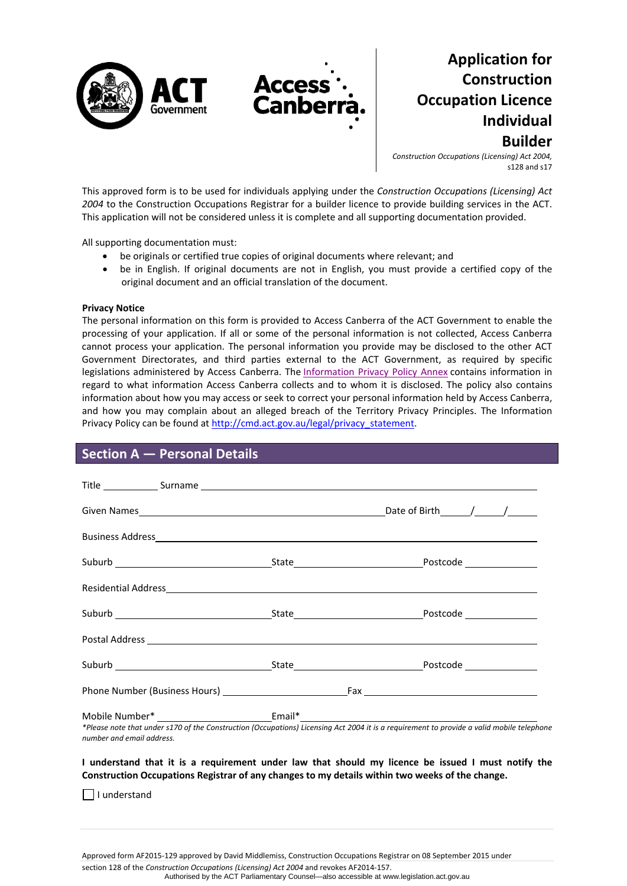# Application for Construction Occupation Licence Individual Builder

*Construction Occupations (Licensing) Act 2004,* s128 and s17

This approved form is to be used for individuals applying under the *Construction Occupations (Licensing) Act 2004* to the Construction Occupations Registrar for a builder licence to provide building services in the ACT. This application will not be considered unless it is complete and all supporting documentation provided.

All supporting documentation must:

- be originals or certified true copies of original documents where relevant; and
- be in English. If original documents are not in English, you must provide a certified copy of the original document and an official translation of the document.

**Privacy Notice**

The personal information on this form is provided to Access Canberra of the ACT Government to enable the processing of your application. If all or some of the personal information is not collected, Access Canberra cannot process your application. The personal information you provide may be disclosed to the other ACT Government Directorates, and third parties external to the ACT Government, as required by specific legislations administered by Access Canberra. The Information Privacy Policy Annex contains information in regard to what information Access Canberra collects and to whom it is disclosed. The policy also contains information about how you may access or seek to correct your personal information held by Access Canberra, and how you may complain about an alleged breach of the Territory Privacy Principles. The Information Privacy Policy can be found at http://cmd.act.gov.au/legal/privacy_statement.

## Section A — Personal Details

Title ___________ Surname ______________________________________________

Given Names ______________________________________ Date of Birth _____/_____/_____

Business Address ______________________________________________________

Suburb ____________________ State ____________________ Postcode ____________

Residential Address ____________________________________________________

Suburb ____________________ State ____________________ Postcode ____________

Postal Address _______________________________________________________

Suburb ____________________ State ____________________ Postcode ____________

Phone Number (Business Hours) ____________________ Fax ____________________

Mobile Number* ____________________ Email* ______________________________

*\*Please note that under s170 of the Construction (Occupations) Licensing Act 2004 it is a requirement to provide a valid mobile telephone number and email address.*

**I understand that it is a requirement under law that should my licence be issued I must notify the Construction Occupations Registrar of any changes to my details within two weeks of the change.**

☐ I understand

Approved form AF2015-129 approved by David Middlemiss, Construction Occupations Registrar on 08 September 2015 under section 128 of the *Construction Occupations (Licensing) Act 2004* and revokes AF2014-157.

Authorised by the ACT Parliamentary Counsel—also accessible at www.legislation.act.gov.au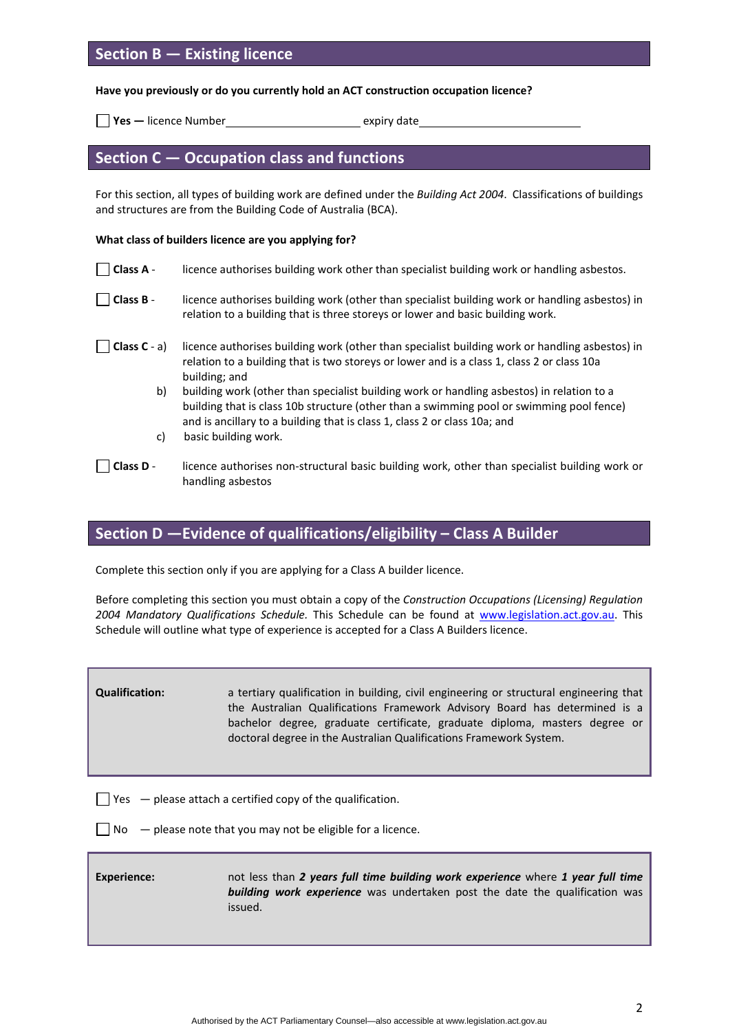## Section B — Existing licence

**Have you previously or do you currently hold an ACT construction occupation licence?**

☐ **Yes —** licence Number\_\_\_\_\_\_\_\_\_\_\_\_\_\_\_\_\_\_\_\_\_\_\_\_ expiry date\_\_\_\_\_\_\_\_\_\_\_\_\_\_\_\_\_\_\_\_\_\_\_\_\_\_\_\_\_\_

## Section C — Occupation class and functions

For this section, all types of building work are defined under the *Building Act 2004*. Classifications of buildings and structures are from the Building Code of Australia (BCA).

**What class of builders licence are you applying for?**

☐ **Class A** - licence authorises building work other than specialist building work or handling asbestos.

☐ **Class B** - licence authorises building work (other than specialist building work or handling asbestos) in relation to a building that is three storeys or lower and basic building work.

☐ **Class C** -
a) licence authorises building work (other than specialist building work or handling asbestos) in relation to a building that is two storeys or lower and is a class 1, class 2 or class 10a building; and
b) building work (other than specialist building work or handling asbestos) in relation to a building that is class 10b structure (other than a swimming pool or swimming pool fence) and is ancillary to a building that is class 1, class 2 or class 10a; and
c) basic building work.

☐ **Class D** - licence authorises non-structural basic building work, other than specialist building work or handling asbestos

## Section D —Evidence of qualifications/eligibility – Class A Builder

Complete this section only if you are applying for a Class A builder licence.

Before completing this section you must obtain a copy of the *Construction Occupations (Licensing) Regulation 2004 Mandatory Qualifications Schedule.* This Schedule can be found at www.legislation.act.gov.au. This Schedule will outline what type of experience is accepted for a Class A Builders licence.

| | |
|---|---|
| **Qualification:** | a tertiary qualification in building, civil engineering or structural engineering that the Australian Qualifications Framework Advisory Board has determined is a bachelor degree, graduate certificate, graduate diploma, masters degree or doctoral degree in the Australian Qualifications Framework System. |

☐ Yes — please attach a certified copy of the qualification.

☐ No — please note that you may not be eligible for a licence.

| | |
|---|---|
| **Experience:** | not less than ***2 years full time building work experience*** where ***1 year full time building work experience*** was undertaken post the date the qualification was issued. |

Authorised by the ACT Parliamentary Counsel—also accessible at www.legislation.act.gov.au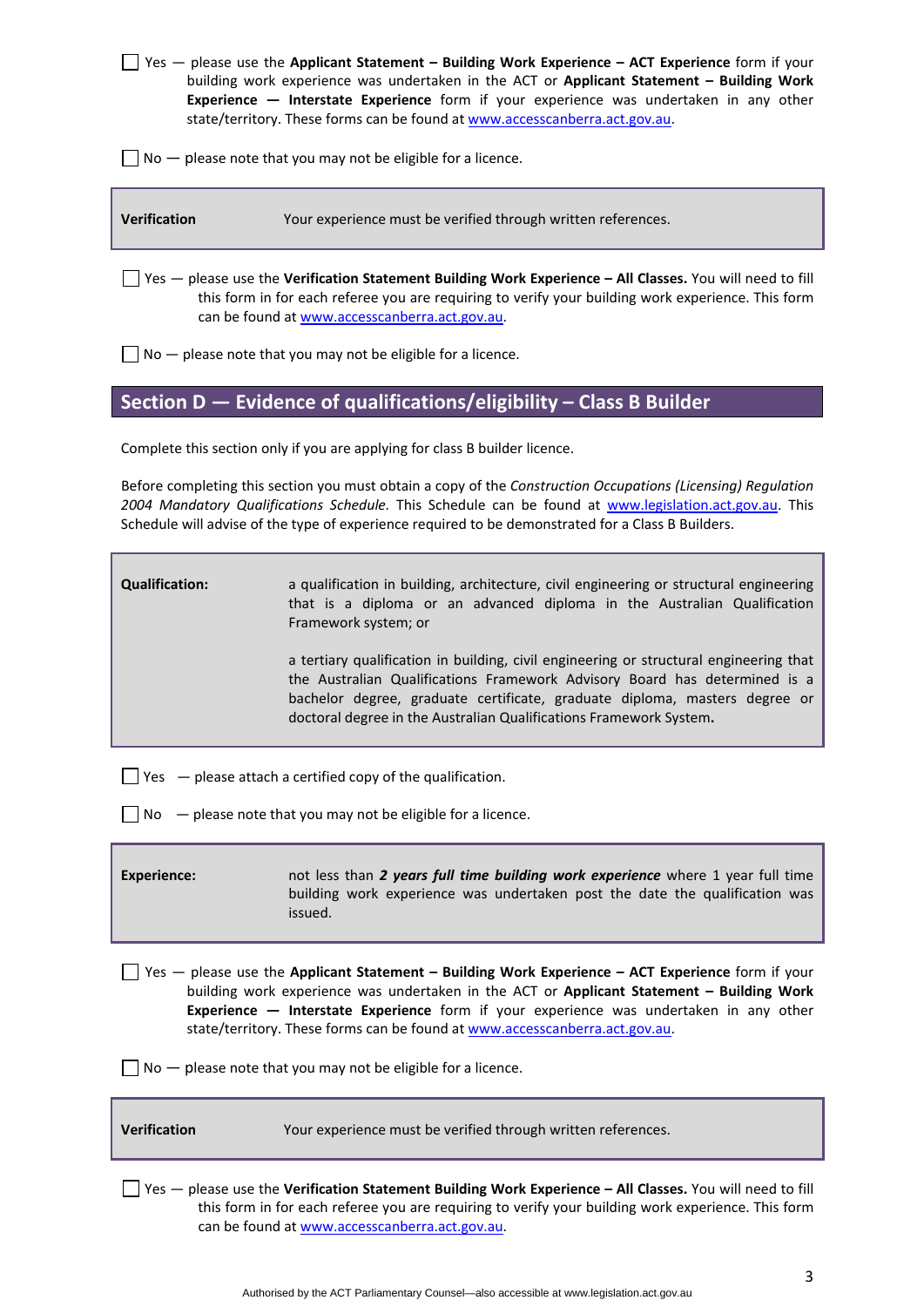☐ Yes — please use the **Applicant Statement – Building Work Experience – ACT Experience** form if your building work experience was undertaken in the ACT or **Applicant Statement – Building Work Experience — Interstate Experience** form if your experience was undertaken in any other state/territory. These forms can be found at www.accesscanberra.act.gov.au.

☐ No — please note that you may not be eligible for a licence.

| **Verification** | Your experience must be verified through written references. |
|---|---|

☐ Yes — please use the **Verification Statement Building Work Experience – All Classes.** You will need to fill this form in for each referee you are requiring to verify your building work experience. This form can be found at www.accesscanberra.act.gov.au.

☐ No — please note that you may not be eligible for a licence.

## Section D — Evidence of qualifications/eligibility – Class B Builder

Complete this section only if you are applying for class B builder licence.

Before completing this section you must obtain a copy of the *Construction Occupations (Licensing) Regulation 2004 Mandatory Qualifications Schedule.* This Schedule can be found at www.legislation.act.gov.au. This Schedule will advise of the type of experience required to be demonstrated for a Class B Builders.

| **Qualification:** | a qualification in building, architecture, civil engineering or structural engineering that is a diploma or an advanced diploma in the Australian Qualification Framework system; or<br><br>a tertiary qualification in building, civil engineering or structural engineering that the Australian Qualifications Framework Advisory Board has determined is a bachelor degree, graduate certificate, graduate diploma, masters degree or doctoral degree in the Australian Qualifications Framework System**.** |
|---|---|

☐ Yes — please attach a certified copy of the qualification.

☐ No — please note that you may not be eligible for a licence.

| **Experience:** | not less than ***2 years full time building work experience*** where 1 year full time building work experience was undertaken post the date the qualification was issued. |
|---|---|

☐ Yes — please use the **Applicant Statement – Building Work Experience – ACT Experience** form if your building work experience was undertaken in the ACT or **Applicant Statement – Building Work Experience — Interstate Experience** form if your experience was undertaken in any other state/territory. These forms can be found at www.accesscanberra.act.gov.au.

☐ No — please note that you may not be eligible for a licence.

| **Verification** | Your experience must be verified through written references. |
|---|---|

☐ Yes — please use the **Verification Statement Building Work Experience – All Classes.** You will need to fill this form in for each referee you are requiring to verify your building work experience. This form can be found at www.accesscanberra.act.gov.au.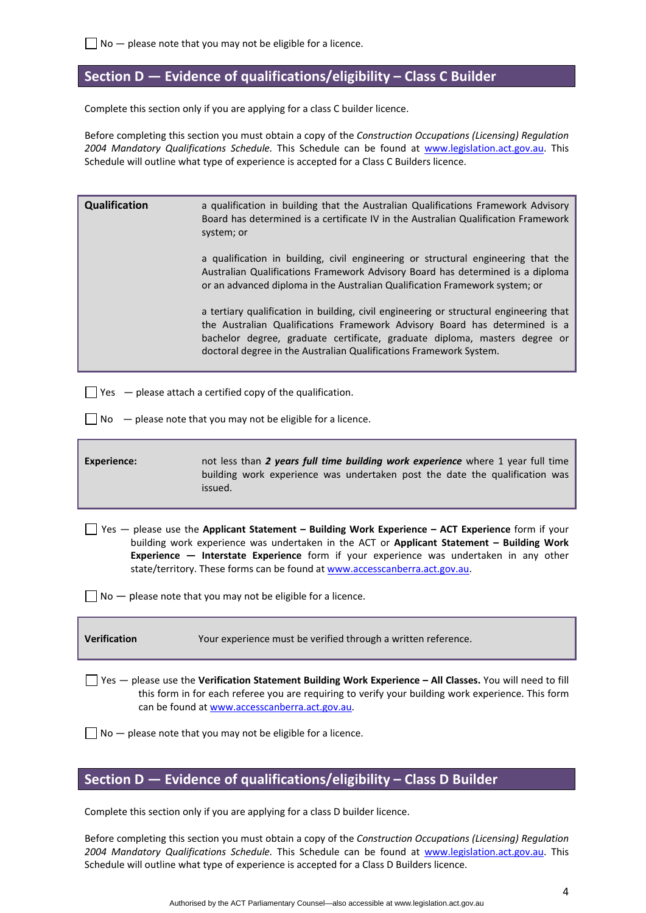☐ No — please note that you may not be eligible for a licence.

## Section D — Evidence of qualifications/eligibility – Class C Builder

Complete this section only if you are applying for a class C builder licence.

Before completing this section you must obtain a copy of the *Construction Occupations (Licensing) Regulation 2004 Mandatory Qualifications Schedule.* This Schedule can be found at www.legislation.act.gov.au. This Schedule will outline what type of experience is accepted for a Class C Builders licence.

| **Qualification** | a qualification in building that the Australian Qualifications Framework Advisory Board has determined is a certificate IV in the Australian Qualification Framework system; or<br><br>a qualification in building, civil engineering or structural engineering that the Australian Qualifications Framework Advisory Board has determined is a diploma or an advanced diploma in the Australian Qualification Framework system; or<br><br>a tertiary qualification in building, civil engineering or structural engineering that the Australian Qualifications Framework Advisory Board has determined is a bachelor degree, graduate certificate, graduate diploma, masters degree or doctoral degree in the Australian Qualifications Framework System. |
|---|---|

☐ Yes — please attach a certified copy of the qualification.

☐ No — please note that you may not be eligible for a licence.

| **Experience:** | not less than ***2 years full time building work experience*** where 1 year full time building work experience was undertaken post the date the qualification was issued. |
|---|---|

☐ Yes — please use the **Applicant Statement – Building Work Experience – ACT Experience** form if your building work experience was undertaken in the ACT or **Applicant Statement – Building Work Experience — Interstate Experience** form if your experience was undertaken in any other state/territory. These forms can be found at www.accesscanberra.act.gov.au.

☐ No — please note that you may not be eligible for a licence.

| **Verification** | Your experience must be verified through a written reference. |
|---|---|

☐ Yes — please use the **Verification Statement Building Work Experience – All Classes.** You will need to fill this form in for each referee you are requiring to verify your building work experience. This form can be found at www.accesscanberra.act.gov.au.

☐ No — please note that you may not be eligible for a licence.

## Section D — Evidence of qualifications/eligibility – Class D Builder

Complete this section only if you are applying for a class D builder licence.

Before completing this section you must obtain a copy of the *Construction Occupations (Licensing) Regulation 2004 Mandatory Qualifications Schedule.* This Schedule can be found at www.legislation.act.gov.au. This Schedule will outline what type of experience is accepted for a Class D Builders licence.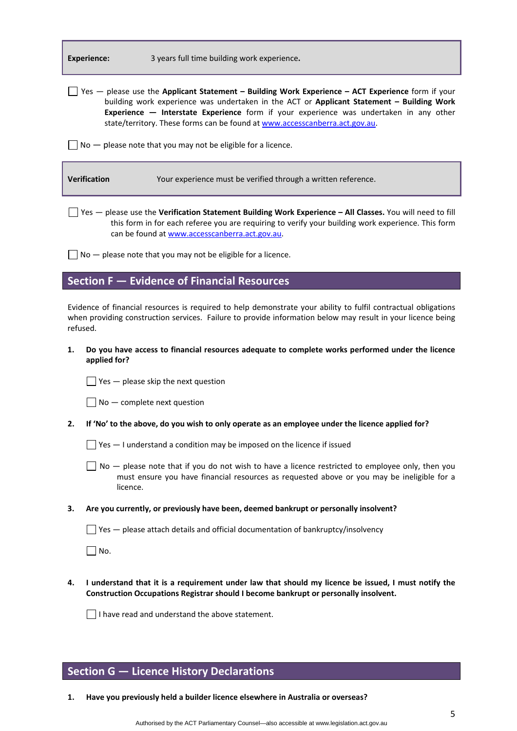| **Experience:** | 3 years full time building work experience. |
|---|---|

☐ Yes — please use the **Applicant Statement – Building Work Experience – ACT Experience** form if your building work experience was undertaken in the ACT or **Applicant Statement – Building Work Experience — Interstate Experience** form if your experience was undertaken in any other state/territory. These forms can be found at www.accesscanberra.act.gov.au.

☐ No — please note that you may not be eligible for a licence.

| **Verification** | Your experience must be verified through a written reference. |
|---|---|

☐ Yes — please use the **Verification Statement Building Work Experience – All Classes.** You will need to fill this form in for each referee you are requiring to verify your building work experience. This form can be found at www.accesscanberra.act.gov.au.

☐ No — please note that you may not be eligible for a licence.

## Section F — Evidence of Financial Resources

Evidence of financial resources is required to help demonstrate your ability to fulfil contractual obligations when providing construction services. Failure to provide information below may result in your licence being refused.

1. **Do you have access to financial resources adequate to complete works performed under the licence applied for?**

   ☐ Yes — please skip the next question

   ☐ No — complete next question

2. **If 'No' to the above, do you wish to only operate as an employee under the licence applied for?**

   ☐ Yes — I understand a condition may be imposed on the licence if issued

   ☐ No — please note that if you do not wish to have a licence restricted to employee only, then you must ensure you have financial resources as requested above or you may be ineligible for a licence.

3. **Are you currently, or previously have been, deemed bankrupt or personally insolvent?**

   ☐ Yes — please attach details and official documentation of bankruptcy/insolvency

   ☐ No.

4. **I understand that it is a requirement under law that should my licence be issued, I must notify the Construction Occupations Registrar should I become bankrupt or personally insolvent.**

   ☐ I have read and understand the above statement.

## Section G — Licence History Declarations

1. **Have you previously held a builder licence elsewhere in Australia or overseas?**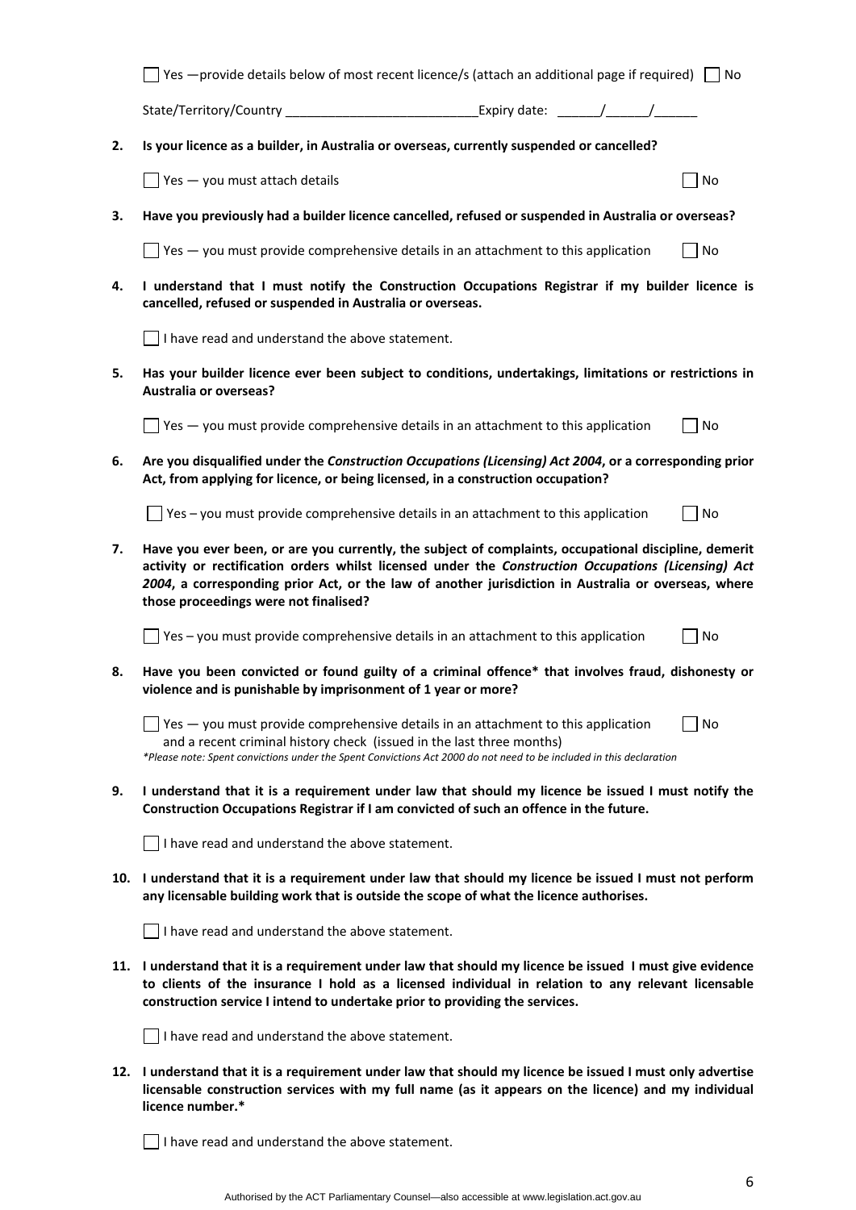☐ Yes —provide details below of most recent licence/s (attach an additional page if required) ☐ No

State/Territory/Country ___________________________ Expiry date: ______/______/______

**2. Is your licence as a builder, in Australia or overseas, currently suspended or cancelled?**

☐ Yes — you must attach details ☐ No

**3. Have you previously had a builder licence cancelled, refused or suspended in Australia or overseas?**

☐ Yes — you must provide comprehensive details in an attachment to this application ☐ No

**4. I understand that I must notify the Construction Occupations Registrar if my builder licence is cancelled, refused or suspended in Australia or overseas.**

☐ I have read and understand the above statement.

**5. Has your builder licence ever been subject to conditions, undertakings, limitations or restrictions in Australia or overseas?**

☐ Yes — you must provide comprehensive details in an attachment to this application ☐ No

**6. Are you disqualified under the *Construction Occupations (Licensing) Act 2004*, or a corresponding prior Act, from applying for licence, or being licensed, in a construction occupation?**

☐ Yes – you must provide comprehensive details in an attachment to this application ☐ No

**7. Have you ever been, or are you currently, the subject of complaints, occupational discipline, demerit activity or rectification orders whilst licensed under the *Construction Occupations (Licensing) Act 2004*, a corresponding prior Act, or the law of another jurisdiction in Australia or overseas, where those proceedings were not finalised?**

☐ Yes – you must provide comprehensive details in an attachment to this application ☐ No

**8. Have you been convicted or found guilty of a criminal offence* that involves fraud, dishonesty or violence and is punishable by imprisonment of 1 year or more?**

☐ Yes — you must provide comprehensive details in an attachment to this application and a recent criminal history check (issued in the last three months) ☐ No

*\*Please note: Spent convictions under the Spent Convictions Act 2000 do not need to be included in this declaration*

**9. I understand that it is a requirement under law that should my licence be issued I must notify the Construction Occupations Registrar if I am convicted of such an offence in the future.**

☐ I have read and understand the above statement.

**10. I understand that it is a requirement under law that should my licence be issued I must not perform any licensable building work that is outside the scope of what the licence authorises.**

☐ I have read and understand the above statement.

**11. I understand that it is a requirement under law that should my licence be issued I must give evidence to clients of the insurance I hold as a licensed individual in relation to any relevant licensable construction service I intend to undertake prior to providing the services.**

☐ I have read and understand the above statement.

**12. I understand that it is a requirement under law that should my licence be issued I must only advertise licensable construction services with my full name (as it appears on the licence) and my individual licence number.***

☐ I have read and understand the above statement.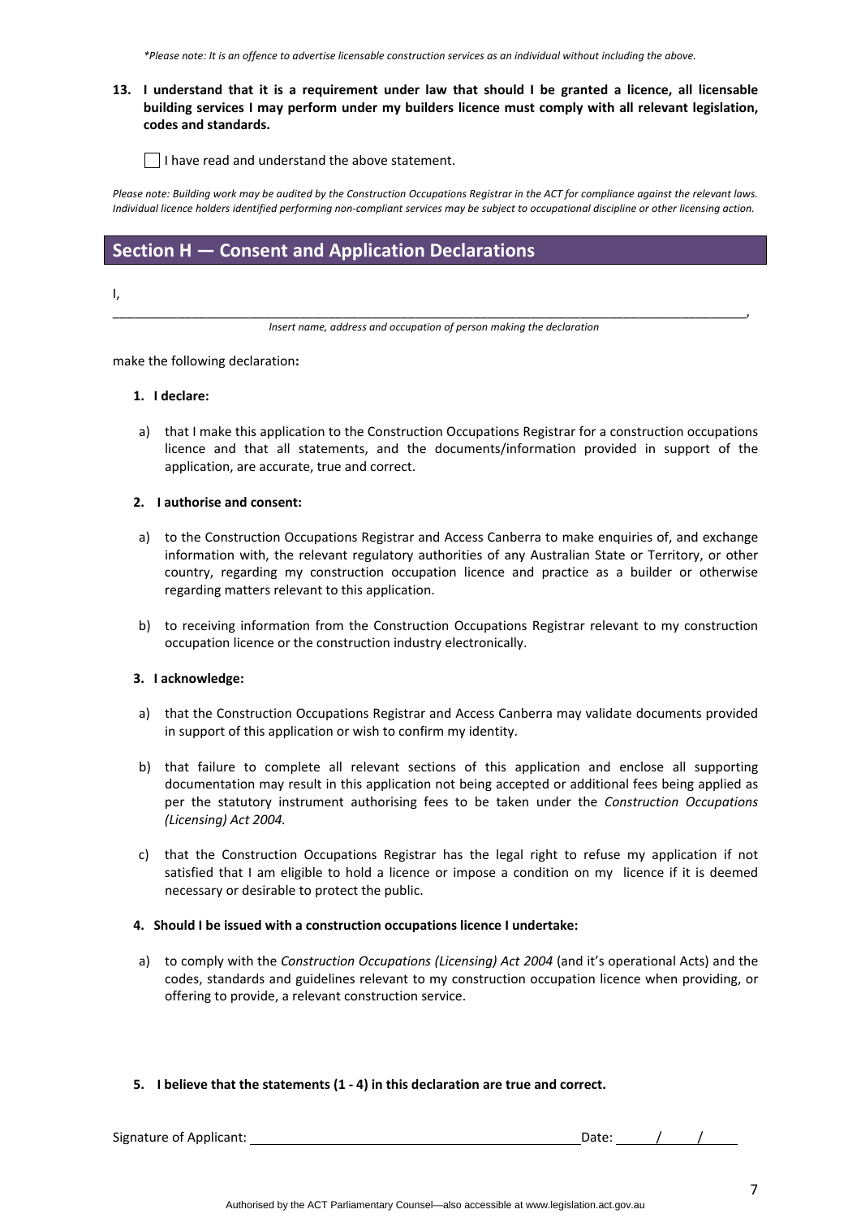*\*Please note: It is an offence to advertise licensable construction services as an individual without including the above.*

**13. I understand that it is a requirement under law that should I be granted a licence, all licensable building services I may perform under my builders licence must comply with all relevant legislation, codes and standards.**

☐ I have read and understand the above statement.

*Please note: Building work may be audited by the Construction Occupations Registrar in the ACT for compliance against the relevant laws. Individual licence holders identified performing non-compliant services may be subject to occupational discipline or other licensing action.*

## Section H — Consent and Application Declarations

I,

___________________________________________________________________________________________________,

*Insert name, address and occupation of person making the declaration*

make the following declaration**:**

**1. I declare:**

a) that I make this application to the Construction Occupations Registrar for a construction occupations licence and that all statements, and the documents/information provided in support of the application, are accurate, true and correct.

**2. I authorise and consent:**

a) to the Construction Occupations Registrar and Access Canberra to make enquiries of, and exchange information with, the relevant regulatory authorities of any Australian State or Territory, or other country, regarding my construction occupation licence and practice as a builder or otherwise regarding matters relevant to this application.

b) to receiving information from the Construction Occupations Registrar relevant to my construction occupation licence or the construction industry electronically.

**3. I acknowledge:**

a) that the Construction Occupations Registrar and Access Canberra may validate documents provided in support of this application or wish to confirm my identity.

b) that failure to complete all relevant sections of this application and enclose all supporting documentation may result in this application not being accepted or additional fees being applied as per the statutory instrument authorising fees to be taken under the *Construction Occupations (Licensing) Act 2004.*

c) that the Construction Occupations Registrar has the legal right to refuse my application if not satisfied that I am eligible to hold a licence or impose a condition on my licence if it is deemed necessary or desirable to protect the public.

**4. Should I be issued with a construction occupations licence I undertake:**

a) to comply with the *Construction Occupations (Licensing) Act 2004* (and it's operational Acts) and the codes, standards and guidelines relevant to my construction occupation licence when providing, or offering to provide, a relevant construction service.

**5. I believe that the statements (1 - 4) in this declaration are true and correct.**

Signature of Applicant: ______________________________________________ Date: ____/____/____

Authorised by the ACT Parliamentary Counsel—also accessible at www.legislation.act.gov.au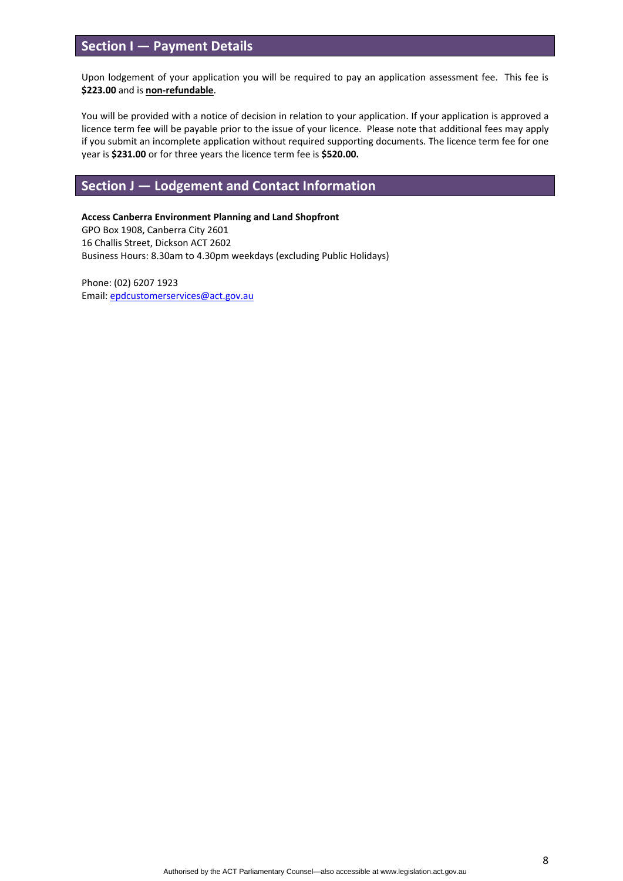## Section I — Payment Details

Upon lodgement of your application you will be required to pay an application assessment fee. This fee is **$223.00** and is **non-refundable**.

You will be provided with a notice of decision in relation to your application. If your application is approved a licence term fee will be payable prior to the issue of your licence. Please note that additional fees may apply if you submit an incomplete application without required supporting documents. The licence term fee for one year is **$231.00** or for three years the licence term fee is **$520.00.**

## Section J — Lodgement and Contact Information

**Access Canberra Environment Planning and Land Shopfront**
GPO Box 1908, Canberra City 2601
16 Challis Street, Dickson ACT 2602
Business Hours: 8.30am to 4.30pm weekdays (excluding Public Holidays)

Phone: (02) 6207 1923
Email: epdcustomerservices@act.gov.au

Authorised by the ACT Parliamentary Counsel—also accessible at www.legislation.act.gov.au